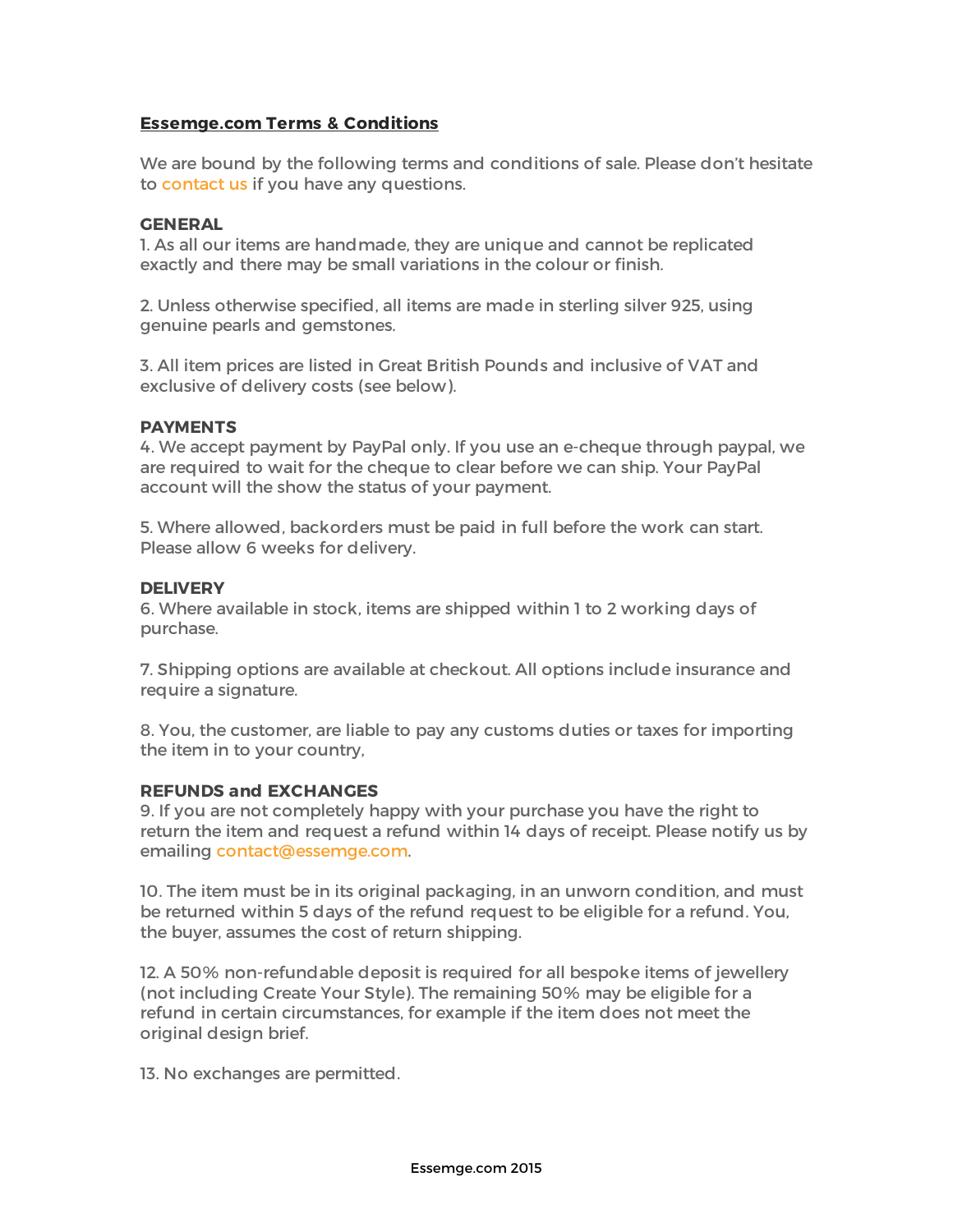# Essemge.com Terms & Conditions

We are bound by the following terms and conditions of sale. Please don't hesitate to contact us if you have any questions.

**GENERAL**

1. As all our items are handmade, they are unique and cannot be replicated exactly and there may be small variations in the colour or finish.

2. Unless otherwise specified, all items are made in sterling silver 925, using genuine pearls and gemstones.

3. All item prices are listed in Great British Pounds and inclusive of VAT and exclusive of delivery costs (see below).

**PAYMENTS**

4. We accept payment by PayPal only. If you use an e-cheque through paypal, we are required to wait for the cheque to clear before we can ship. Your PayPal account will the show the status of your payment.

5. Where allowed, backorders must be paid in full before the work can start. Please allow 6 weeks for delivery.

**DELIVERY**

6. Where available in stock, items are shipped within 1 to 2 working days of purchase.

7. Shipping options are available at checkout. All options include insurance and require a signature.

8. You, the customer, are liable to pay any customs duties or taxes for importing the item in to your country,

**REFUNDS and EXCHANGES**

9. If you are not completely happy with your purchase you have the right to return the item and request a refund within 14 days of receipt. Please notify us by emailing contact@essemge.com.

10. The item must be in its original packaging, in an unworn condition, and must be returned within 5 days of the refund request to be eligible for a refund. You, the buyer, assumes the cost of return shipping.

12. A 50% non-refundable deposit is required for all bespoke items of jewellery (not including Create Your Style). The remaining 50% may be eligible for a refund in certain circumstances, for example if the item does not meet the original design brief.

13. No exchanges are permitted.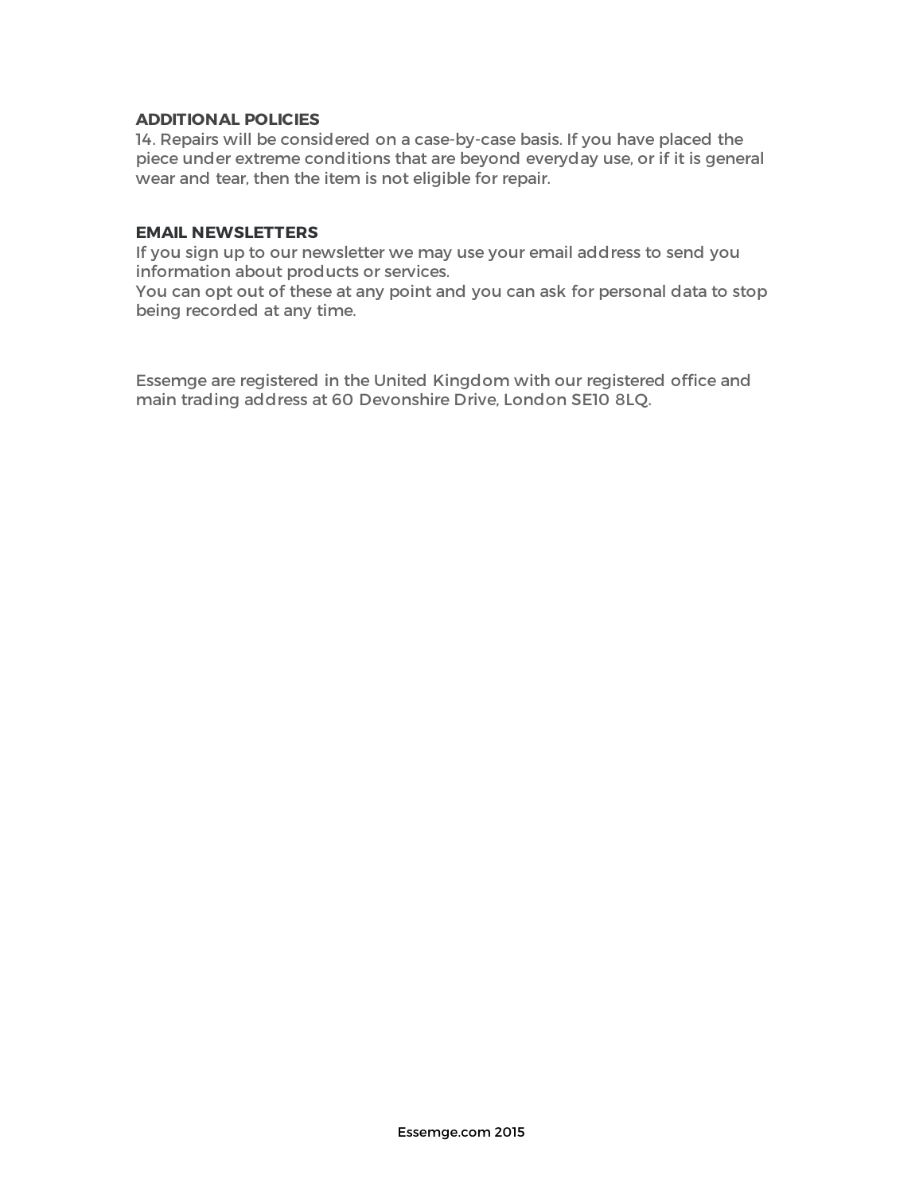**ADDITIONAL POLICIES**

14. Repairs will be considered on a case-by-case basis. If you have placed the piece under extreme conditions that are beyond everyday use, or if it is general wear and tear, then the item is not eligible for repair.

**EMAIL NEWSLETTERS**

If you sign up to our newsletter we may use your email address to send you information about products or services.
You can opt out of these at any point and you can ask for personal data to stop being recorded at any time.

Essemge are registered in the United Kingdom with our registered office and main trading address at 60 Devonshire Drive, London SE10 8LQ.